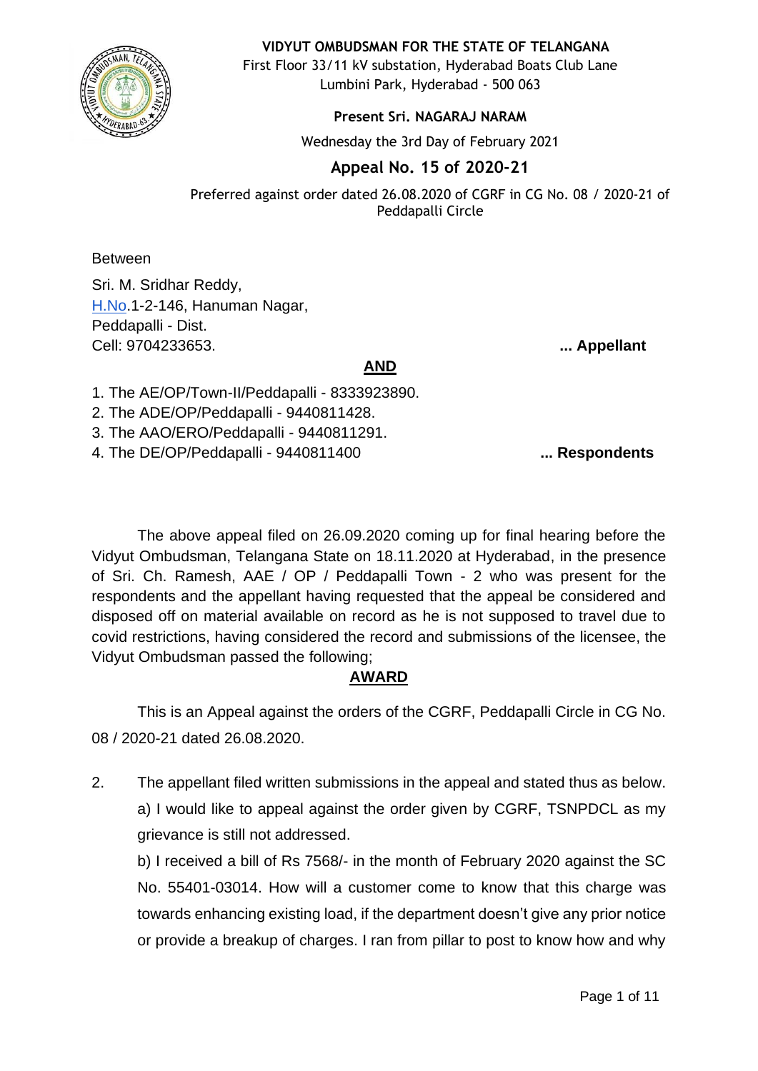**VIDYUT OMBUDSMAN FOR THE STATE OF TELANGANA**
First Floor 33/11 kV substation, Hyderabad Boats Club Lane
Lumbini Park, Hyderabad - 500 063

**Present Sri. NAGARAJ NARAM**

Wednesday the 3rd Day of February 2021

## Appeal No. 15 of 2020-21

Preferred against order dated 26.08.2020 of CGRF in CG No. 08 / 2020-21 of Peddapalli Circle

Between

Sri. M. Sridhar Reddy,
H.No.1-2-146, Hanuman Nagar,
Peddapalli - Dist.
Cell: 9704233653. **... Appellant**

**AND**

1. The AE/OP/Town-II/Peddapalli - 8333923890.
2. The ADE/OP/Peddapalli - 9440811428.
3. The AAO/ERO/Peddapalli - 9440811291.
4. The DE/OP/Peddapalli - 9440811400 **... Respondents**

The above appeal filed on 26.09.2020 coming up for final hearing before the Vidyut Ombudsman, Telangana State on 18.11.2020 at Hyderabad, in the presence of Sri. Ch. Ramesh, AAE / OP / Peddapalli Town - 2 who was present for the respondents and the appellant having requested that the appeal be considered and disposed off on material available on record as he is not supposed to travel due to covid restrictions, having considered the record and submissions of the licensee, the Vidyut Ombudsman passed the following;

**AWARD**

This is an Appeal against the orders of the CGRF, Peddapalli Circle in CG No. 08 / 2020-21 dated 26.08.2020.

2. The appellant filed written submissions in the appeal and stated thus as below.

a) I would like to appeal against the order given by CGRF, TSNPDCL as my grievance is still not addressed.

b) I received a bill of Rs 7568/- in the month of February 2020 against the SC No. 55401-03014. How will a customer come to know that this charge was towards enhancing existing load, if the department doesn't give any prior notice or provide a breakup of charges. I ran from pillar to post to know how and why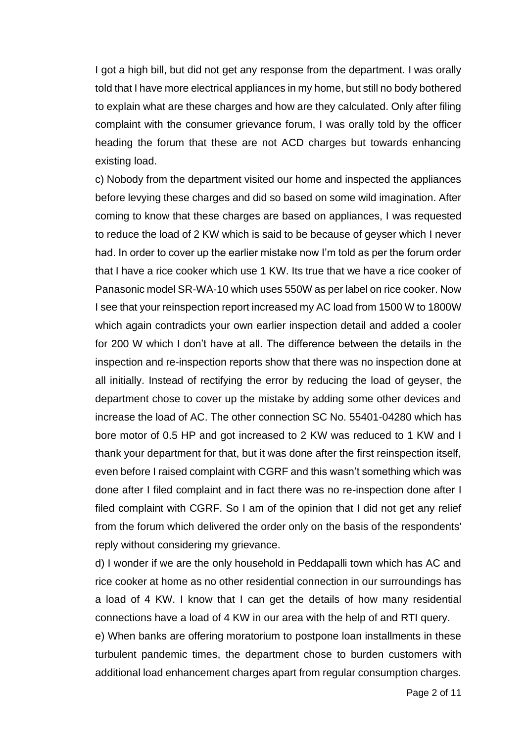I got a high bill, but did not get any response from the department. I was orally told that I have more electrical appliances in my home, but still no body bothered to explain what are these charges and how are they calculated. Only after filing complaint with the consumer grievance forum, I was orally told by the officer heading the forum that these are not ACD charges but towards enhancing existing load.

c) Nobody from the department visited our home and inspected the appliances before levying these charges and did so based on some wild imagination. After coming to know that these charges are based on appliances, I was requested to reduce the load of 2 KW which is said to be because of geyser which I never had. In order to cover up the earlier mistake now I'm told as per the forum order that I have a rice cooker which use 1 KW. Its true that we have a rice cooker of Panasonic model SR-WA-10 which uses 550W as per label on rice cooker. Now I see that your reinspection report increased my AC load from 1500 W to 1800W which again contradicts your own earlier inspection detail and added a cooler for 200 W which I don't have at all. The difference between the details in the inspection and re-inspection reports show that there was no inspection done at all initially. Instead of rectifying the error by reducing the load of geyser, the department chose to cover up the mistake by adding some other devices and increase the load of AC. The other connection SC No. 55401-04280 which has bore motor of 0.5 HP and got increased to 2 KW was reduced to 1 KW and I thank your department for that, but it was done after the first reinspection itself, even before I raised complaint with CGRF and this wasn't something which was done after I filed complaint and in fact there was no re-inspection done after I filed complaint with CGRF. So I am of the opinion that I did not get any relief from the forum which delivered the order only on the basis of the respondents' reply without considering my grievance.

d) I wonder if we are the only household in Peddapalli town which has AC and rice cooker at home as no other residential connection in our surroundings has a load of 4 KW. I know that I can get the details of how many residential connections have a load of 4 KW in our area with the help of and RTI query.

e) When banks are offering moratorium to postpone loan installments in these turbulent pandemic times, the department chose to burden customers with additional load enhancement charges apart from regular consumption charges.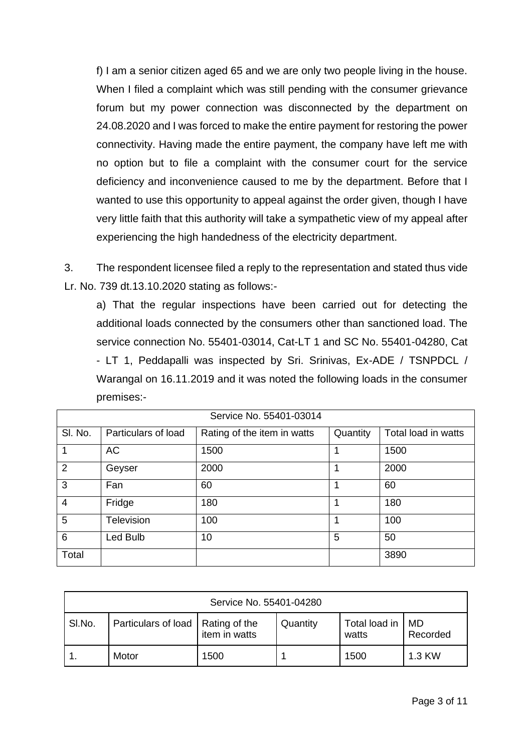f) I am a senior citizen aged 65 and we are only two people living in the house. When I filed a complaint which was still pending with the consumer grievance forum but my power connection was disconnected by the department on 24.08.2020 and I was forced to make the entire payment for restoring the power connectivity. Having made the entire payment, the company have left me with no option but to file a complaint with the consumer court for the service deficiency and inconvenience caused to me by the department. Before that I wanted to use this opportunity to appeal against the order given, though I have very little faith that this authority will take a sympathetic view of my appeal after experiencing the high handedness of the electricity department.

3. The respondent licensee filed a reply to the representation and stated thus vide Lr. No. 739 dt.13.10.2020 stating as follows:-

a) That the regular inspections have been carried out for detecting the additional loads connected by the consumers other than sanctioned load. The service connection No. 55401-03014, Cat-LT 1 and SC No. 55401-04280, Cat - LT 1, Peddapalli was inspected by Sri. Srinivas, Ex-ADE / TSNPDCL / Warangal on 16.11.2019 and it was noted the following loads in the consumer premises:-

| Service No. 55401-03014 | | | | |
|---|---|---|---|---|
| Sl. No. | Particulars of load | Rating of the item in watts | Quantity | Total load in watts |
| 1 | AC | 1500 | 1 | 1500 |
| 2 | Geyser | 2000 | 1 | 2000 |
| 3 | Fan | 60 | 1 | 60 |
| 4 | Fridge | 180 | 1 | 180 |
| 5 | Television | 100 | 1 | 100 |
| 6 | Led Bulb | 10 | 5 | 50 |
| Total | | | | 3890 |

| Service No. 55401-04280 | | | | | |
|---|---|---|---|---|---|
| Sl.No. | Particulars of load | Rating of the item in watts | Quantity | Total load in watts | MD Recorded |
| 1. | Motor | 1500 | 1 | 1500 | 1.3 KW |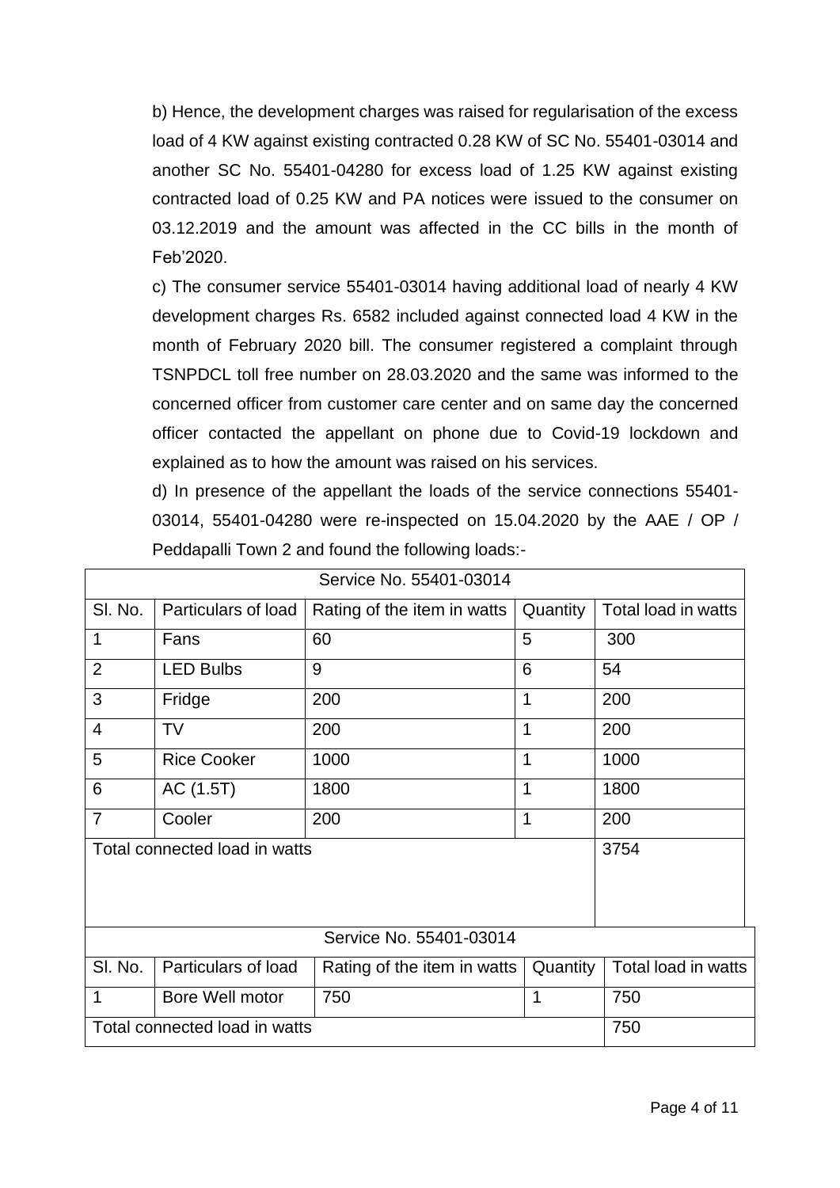b) Hence, the development charges was raised for regularisation of the excess load of 4 KW against existing contracted 0.28 KW of SC No. 55401-03014 and another SC No. 55401-04280 for excess load of 1.25 KW against existing contracted load of 0.25 KW and PA notices were issued to the consumer on 03.12.2019 and the amount was affected in the CC bills in the month of Feb'2020.

c) The consumer service 55401-03014 having additional load of nearly 4 KW development charges Rs. 6582 included against connected load 4 KW in the month of February 2020 bill. The consumer registered a complaint through TSNPDCL toll free number on 28.03.2020 and the same was informed to the concerned officer from customer care center and on same day the concerned officer contacted the appellant on phone due to Covid-19 lockdown and explained as to how the amount was raised on his services.

d) In presence of the appellant the loads of the service connections 55401-03014, 55401-04280 were re-inspected on 15.04.2020 by the AAE / OP / Peddapalli Town 2 and found the following loads:-

| Service No. 55401-03014 | | | | |
|---|---|---|---|---|
| Sl. No. | Particulars of load | Rating of the item in watts | Quantity | Total load in watts |
| 1 | Fans | 60 | 5 | 300 |
| 2 | LED Bulbs | 9 | 6 | 54 |
| 3 | Fridge | 200 | 1 | 200 |
| 4 | TV | 200 | 1 | 200 |
| 5 | Rice Cooker | 1000 | 1 | 1000 |
| 6 | AC (1.5T) | 1800 | 1 | 1800 |
| 7 | Cooler | 200 | 1 | 200 |
| Total connected load in watts | | | | 3754 |

| Service No. 55401-03014 | | | | |
|---|---|---|---|---|
| Sl. No. | Particulars of load | Rating of the item in watts | Quantity | Total load in watts |
| 1 | Bore Well motor | 750 | 1 | 750 |
| Total connected load in watts | | | | 750 |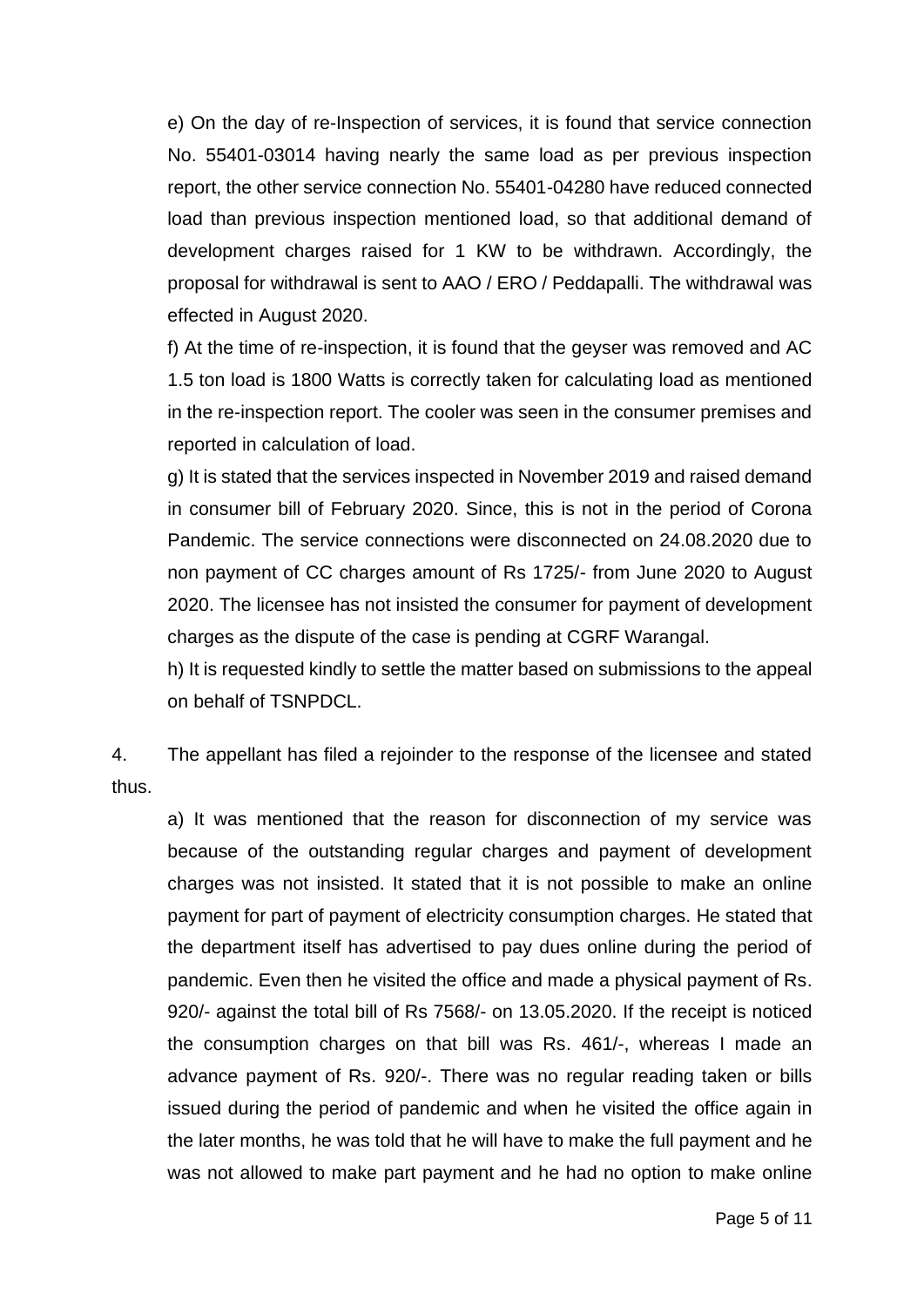e) On the day of re-Inspection of services, it is found that service connection No. 55401-03014 having nearly the same load as per previous inspection report, the other service connection No. 55401-04280 have reduced connected load than previous inspection mentioned load, so that additional demand of development charges raised for 1 KW to be withdrawn. Accordingly, the proposal for withdrawal is sent to AAO / ERO / Peddapalli. The withdrawal was effected in August 2020.

f) At the time of re-inspection, it is found that the geyser was removed and AC 1.5 ton load is 1800 Watts is correctly taken for calculating load as mentioned in the re-inspection report. The cooler was seen in the consumer premises and reported in calculation of load.

g) It is stated that the services inspected in November 2019 and raised demand in consumer bill of February 2020. Since, this is not in the period of Corona Pandemic. The service connections were disconnected on 24.08.2020 due to non payment of CC charges amount of Rs 1725/- from June 2020 to August 2020. The licensee has not insisted the consumer for payment of development charges as the dispute of the case is pending at CGRF Warangal.

h) It is requested kindly to settle the matter based on submissions to the appeal on behalf of TSNPDCL.

4. The appellant has filed a rejoinder to the response of the licensee and stated thus.

a) It was mentioned that the reason for disconnection of my service was because of the outstanding regular charges and payment of development charges was not insisted. It stated that it is not possible to make an online payment for part of payment of electricity consumption charges. He stated that the department itself has advertised to pay dues online during the period of pandemic. Even then he visited the office and made a physical payment of Rs. 920/- against the total bill of Rs 7568/- on 13.05.2020. If the receipt is noticed the consumption charges on that bill was Rs. 461/-, whereas I made an advance payment of Rs. 920/-. There was no regular reading taken or bills issued during the period of pandemic and when he visited the office again in the later months, he was told that he will have to make the full payment and he was not allowed to make part payment and he had no option to make online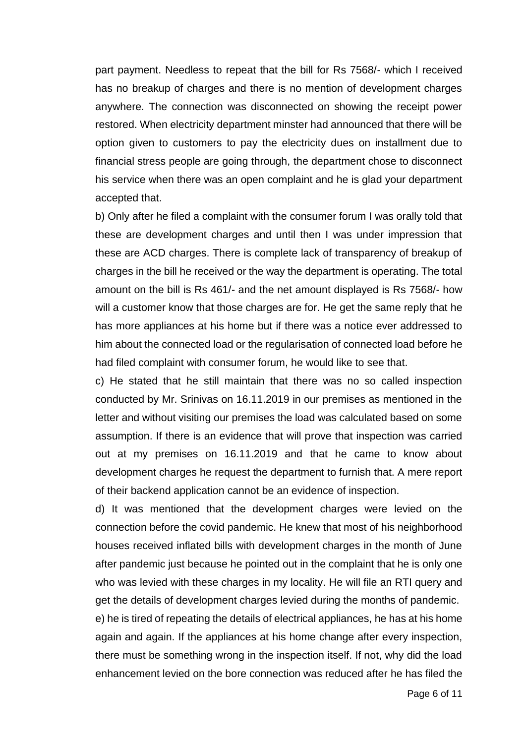part payment. Needless to repeat that the bill for Rs 7568/- which I received has no breakup of charges and there is no mention of development charges anywhere. The connection was disconnected on showing the receipt power restored. When electricity department minster had announced that there will be option given to customers to pay the electricity dues on installment due to financial stress people are going through, the department chose to disconnect his service when there was an open complaint and he is glad your department accepted that.

b) Only after he filed a complaint with the consumer forum I was orally told that these are development charges and until then I was under impression that these are ACD charges. There is complete lack of transparency of breakup of charges in the bill he received or the way the department is operating. The total amount on the bill is Rs 461/- and the net amount displayed is Rs 7568/- how will a customer know that those charges are for. He get the same reply that he has more appliances at his home but if there was a notice ever addressed to him about the connected load or the regularisation of connected load before he had filed complaint with consumer forum, he would like to see that.

c) He stated that he still maintain that there was no so called inspection conducted by Mr. Srinivas on 16.11.2019 in our premises as mentioned in the letter and without visiting our premises the load was calculated based on some assumption. If there is an evidence that will prove that inspection was carried out at my premises on 16.11.2019 and that he came to know about development charges he request the department to furnish that. A mere report of their backend application cannot be an evidence of inspection.

d) It was mentioned that the development charges were levied on the connection before the covid pandemic. He knew that most of his neighborhood houses received inflated bills with development charges in the month of June after pandemic just because he pointed out in the complaint that he is only one who was levied with these charges in my locality. He will file an RTI query and get the details of development charges levied during the months of pandemic.

e) he is tired of repeating the details of electrical appliances, he has at his home again and again. If the appliances at his home change after every inspection, there must be something wrong in the inspection itself. If not, why did the load enhancement levied on the bore connection was reduced after he has filed the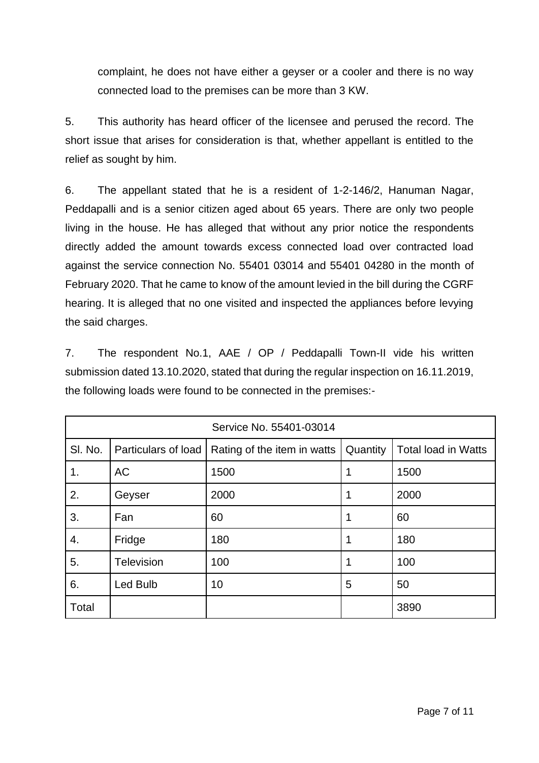complaint, he does not have either a geyser or a cooler and there is no way connected load to the premises can be more than 3 KW.

5. This authority has heard officer of the licensee and perused the record. The short issue that arises for consideration is that, whether appellant is entitled to the relief as sought by him.

6. The appellant stated that he is a resident of 1-2-146/2, Hanuman Nagar, Peddapalli and is a senior citizen aged about 65 years. There are only two people living in the house. He has alleged that without any prior notice the respondents directly added the amount towards excess connected load over contracted load against the service connection No. 55401 03014 and 55401 04280 in the month of February 2020. That he came to know of the amount levied in the bill during the CGRF hearing. It is alleged that no one visited and inspected the appliances before levying the said charges.

7. The respondent No.1, AAE / OP / Peddapalli Town-II vide his written submission dated 13.10.2020, stated that during the regular inspection on 16.11.2019, the following loads were found to be connected in the premises:-

| Service No. 55401-03014 | | | | |
|---|---|---|---|---|
| Sl. No. | Particulars of load | Rating of the item in watts | Quantity | Total load in Watts |
| 1. | AC | 1500 | 1 | 1500 |
| 2. | Geyser | 2000 | 1 | 2000 |
| 3. | Fan | 60 | 1 | 60 |
| 4. | Fridge | 180 | 1 | 180 |
| 5. | Television | 100 | 1 | 100 |
| 6. | Led Bulb | 10 | 5 | 50 |
| Total | | | | 3890 |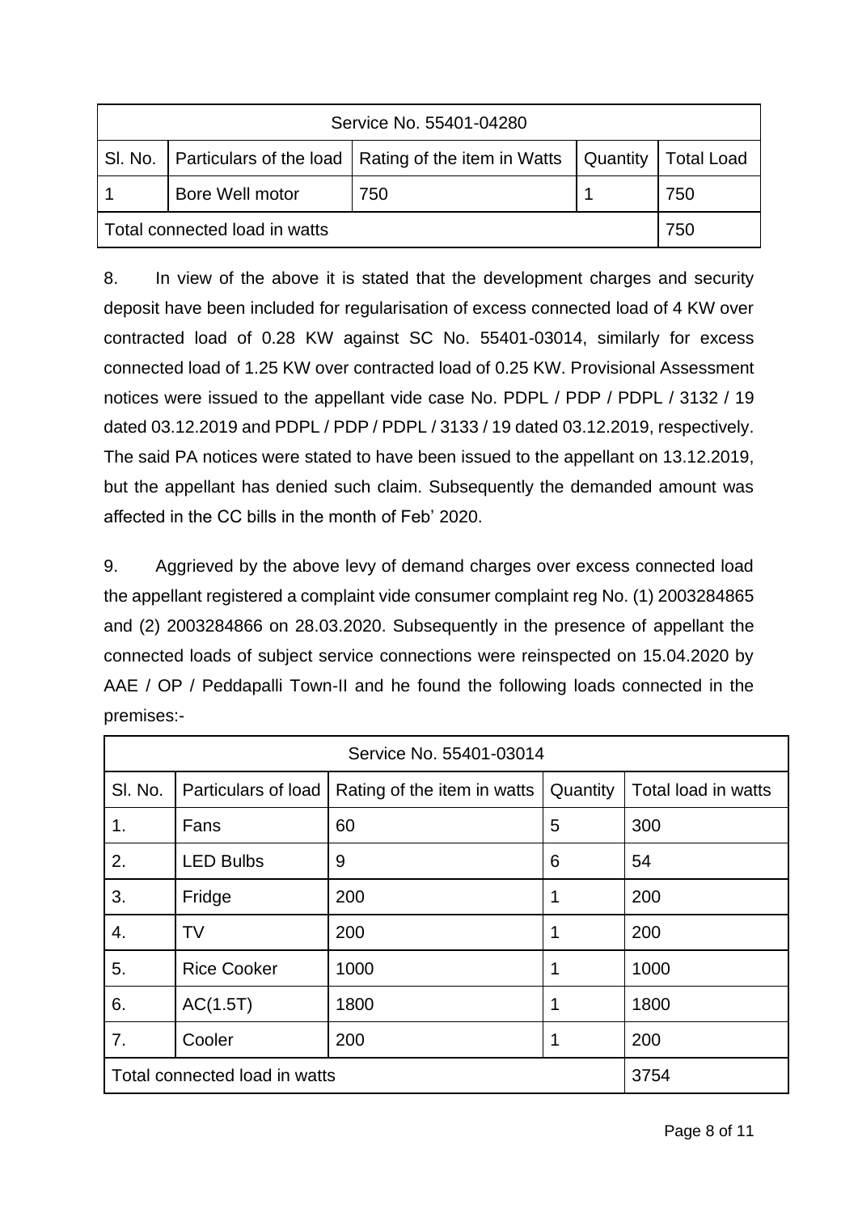| Service No. 55401-04280 | | | | |
|---|---|---|---|---|
| Sl. No. | Particulars of the load | Rating of the item in Watts | Quantity | Total Load |
| 1 | Bore Well motor | 750 | 1 | 750 |
| Total connected load in watts | | | | 750 |

8. In view of the above it is stated that the development charges and security deposit have been included for regularisation of excess connected load of 4 KW over contracted load of 0.28 KW against SC No. 55401-03014, similarly for excess connected load of 1.25 KW over contracted load of 0.25 KW. Provisional Assessment notices were issued to the appellant vide case No. PDPL / PDP / PDPL / 3132 / 19 dated 03.12.2019 and PDPL / PDP / PDPL / 3133 / 19 dated 03.12.2019, respectively. The said PA notices were stated to have been issued to the appellant on 13.12.2019, but the appellant has denied such claim. Subsequently the demanded amount was affected in the CC bills in the month of Feb' 2020.

9. Aggrieved by the above levy of demand charges over excess connected load the appellant registered a complaint vide consumer complaint reg No. (1) 2003284865 and (2) 2003284866 on 28.03.2020. Subsequently in the presence of appellant the connected loads of subject service connections were reinspected on 15.04.2020 by AAE / OP / Peddapalli Town-II and he found the following loads connected in the premises:-

| Service No. 55401-03014 | | | | |
|---|---|---|---|---|
| Sl. No. | Particulars of load | Rating of the item in watts | Quantity | Total load in watts |
| 1. | Fans | 60 | 5 | 300 |
| 2. | LED Bulbs | 9 | 6 | 54 |
| 3. | Fridge | 200 | 1 | 200 |
| 4. | TV | 200 | 1 | 200 |
| 5. | Rice Cooker | 1000 | 1 | 1000 |
| 6. | AC(1.5T) | 1800 | 1 | 1800 |
| 7. | Cooler | 200 | 1 | 200 |
| Total connected load in watts | | | | 3754 |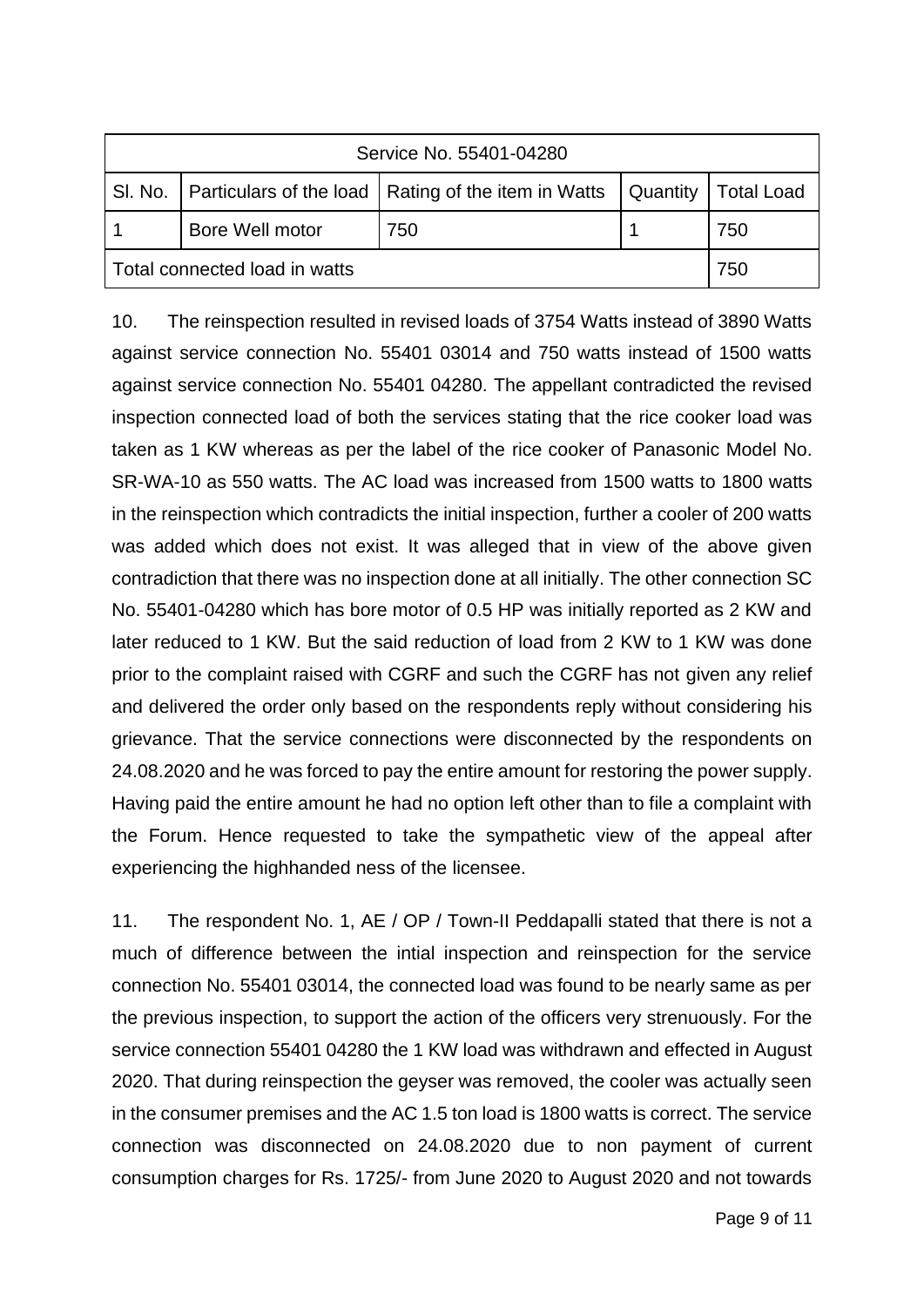| Service No. 55401-04280 | | | | |
|---|---|---|---|---|
| Sl. No. | Particulars of the load | Rating of the item in Watts | Quantity | Total Load |
| 1 | Bore Well motor | 750 | 1 | 750 |
| Total connected load in watts | | | | 750 |

10. The reinspection resulted in revised loads of 3754 Watts instead of 3890 Watts against service connection No. 55401 03014 and 750 watts instead of 1500 watts against service connection No. 55401 04280. The appellant contradicted the revised inspection connected load of both the services stating that the rice cooker load was taken as 1 KW whereas as per the label of the rice cooker of Panasonic Model No. SR-WA-10 as 550 watts. The AC load was increased from 1500 watts to 1800 watts in the reinspection which contradicts the initial inspection, further a cooler of 200 watts was added which does not exist. It was alleged that in view of the above given contradiction that there was no inspection done at all initially. The other connection SC No. 55401-04280 which has bore motor of 0.5 HP was initially reported as 2 KW and later reduced to 1 KW. But the said reduction of load from 2 KW to 1 KW was done prior to the complaint raised with CGRF and such the CGRF has not given any relief and delivered the order only based on the respondents reply without considering his grievance. That the service connections were disconnected by the respondents on 24.08.2020 and he was forced to pay the entire amount for restoring the power supply. Having paid the entire amount he had no option left other than to file a complaint with the Forum. Hence requested to take the sympathetic view of the appeal after experiencing the highhanded ness of the licensee.

11. The respondent No. 1, AE / OP / Town-II Peddapalli stated that there is not a much of difference between the intial inspection and reinspection for the service connection No. 55401 03014, the connected load was found to be nearly same as per the previous inspection, to support the action of the officers very strenuously. For the service connection 55401 04280 the 1 KW load was withdrawn and effected in August 2020. That during reinspection the geyser was removed, the cooler was actually seen in the consumer premises and the AC 1.5 ton load is 1800 watts is correct. The service connection was disconnected on 24.08.2020 due to non payment of current consumption charges for Rs. 1725/- from June 2020 to August 2020 and not towards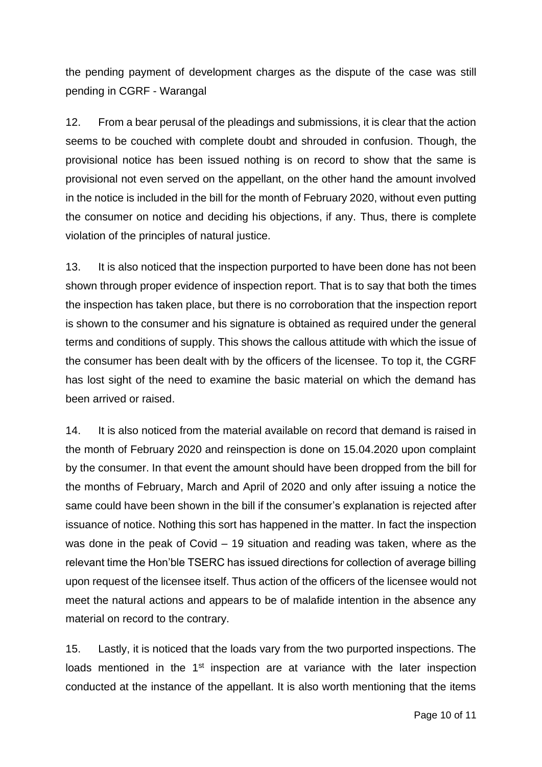the pending payment of development charges as the dispute of the case was still pending in CGRF - Warangal

12. From a bear perusal of the pleadings and submissions, it is clear that the action seems to be couched with complete doubt and shrouded in confusion. Though, the provisional notice has been issued nothing is on record to show that the same is provisional not even served on the appellant, on the other hand the amount involved in the notice is included in the bill for the month of February 2020, without even putting the consumer on notice and deciding his objections, if any. Thus, there is complete violation of the principles of natural justice.

13. It is also noticed that the inspection purported to have been done has not been shown through proper evidence of inspection report. That is to say that both the times the inspection has taken place, but there is no corroboration that the inspection report is shown to the consumer and his signature is obtained as required under the general terms and conditions of supply. This shows the callous attitude with which the issue of the consumer has been dealt with by the officers of the licensee. To top it, the CGRF has lost sight of the need to examine the basic material on which the demand has been arrived or raised.

14. It is also noticed from the material available on record that demand is raised in the month of February 2020 and reinspection is done on 15.04.2020 upon complaint by the consumer. In that event the amount should have been dropped from the bill for the months of February, March and April of 2020 and only after issuing a notice the same could have been shown in the bill if the consumer's explanation is rejected after issuance of notice. Nothing this sort has happened in the matter. In fact the inspection was done in the peak of Covid – 19 situation and reading was taken, where as the relevant time the Hon'ble TSERC has issued directions for collection of average billing upon request of the licensee itself. Thus action of the officers of the licensee would not meet the natural actions and appears to be of malafide intention in the absence any material on record to the contrary.

15. Lastly, it is noticed that the loads vary from the two purported inspections. The loads mentioned in the 1st inspection are at variance with the later inspection conducted at the instance of the appellant. It is also worth mentioning that the items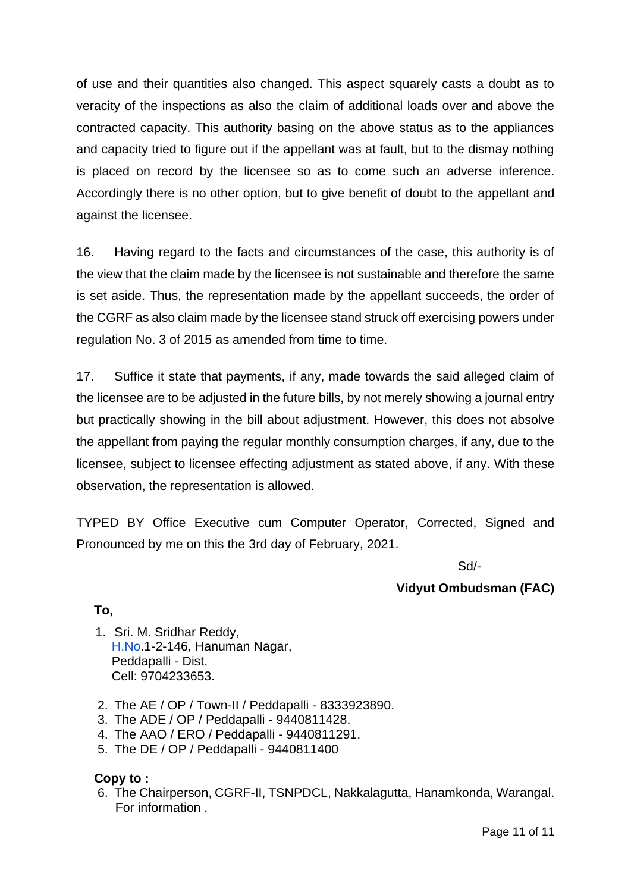of use and their quantities also changed. This aspect squarely casts a doubt as to veracity of the inspections as also the claim of additional loads over and above the contracted capacity. This authority basing on the above status as to the appliances and capacity tried to figure out if the appellant was at fault, but to the dismay nothing is placed on record by the licensee so as to come such an adverse inference. Accordingly there is no other option, but to give benefit of doubt to the appellant and against the licensee.

16. Having regard to the facts and circumstances of the case, this authority is of the view that the claim made by the licensee is not sustainable and therefore the same is set aside. Thus, the representation made by the appellant succeeds, the order of the CGRF as also claim made by the licensee stand struck off exercising powers under regulation No. 3 of 2015 as amended from time to time.

17. Suffice it state that payments, if any, made towards the said alleged claim of the licensee are to be adjusted in the future bills, by not merely showing a journal entry but practically showing in the bill about adjustment. However, this does not absolve the appellant from paying the regular monthly consumption charges, if any, due to the licensee, subject to licensee effecting adjustment as stated above, if any. With these observation, the representation is allowed.

TYPED BY Office Executive cum Computer Operator, Corrected, Signed and Pronounced by me on this the 3rd day of February, 2021.

Sd/-

**Vidyut Ombudsman (FAC)**

**To,**

1. Sri. M. Sridhar Reddy,
   H.No.1-2-146, Hanuman Nagar,
   Peddapalli - Dist.
   Cell: 9704233653.

2. The AE / OP / Town-II / Peddapalli - 8333923890.
3. The ADE / OP / Peddapalli - 9440811428.
4. The AAO / ERO / Peddapalli - 9440811291.
5. The DE / OP / Peddapalli - 9440811400

**Copy to :**

6. The Chairperson, CGRF-II, TSNPDCL, Nakkalagutta, Hanamkonda, Warangal. For information .